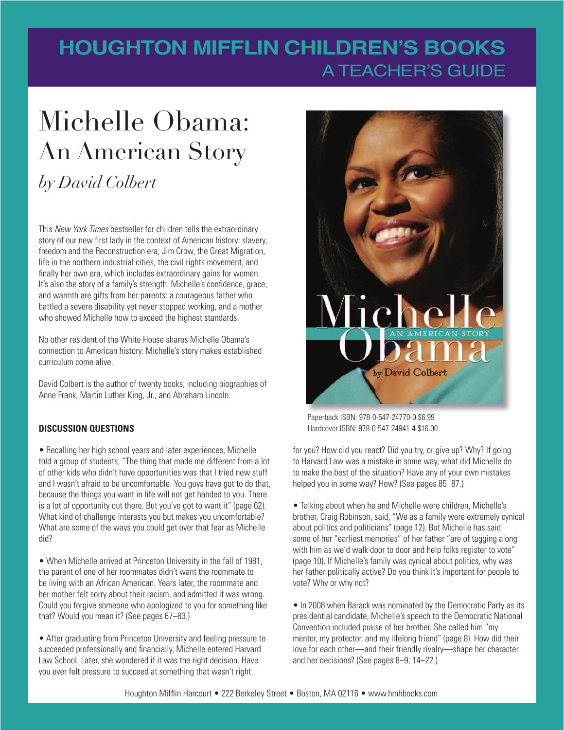# HOUGHTON MIFFLIN CHILDREN'S BOOKS
## A TEACHER'S GUIDE

# Michelle Obama: An American Story

*by David Colbert*

This *New York Times* bestseller for children tells the extraordinary story of our new first lady in the context of American history: slavery, freedom and the Reconstruction era, Jim Crow, the Great Migration, life in the northern industrial cities, the civil rights movement, and finally her own era, which includes extraordinary gains for women. It's also the story of a family's strength. Michelle's confidence, grace, and warmth are gifts from her parents: a courageous father who battled a severe disability yet never stopped working, and a mother who showed Michelle how to exceed the highest standards.

No other resident of the White House shares Michelle Obama's connection to American history. Michelle's story makes established curriculum come alive.

David Colbert is the author of twenty books, including biographies of Anne Frank, Martin Luther King, Jr., and Abraham Lincoln.

Paperback ISBN: 978-0-547-24770-0 $6.99
Hardcover ISBN: 978-0-547-24941-4 $16.00

**DISCUSSION QUESTIONS**

- Recalling her high school years and later experiences, Michelle told a group of students, "The thing that made me different from a lot of other kids who didn't have opportunities was that I tried new stuff and I wasn't afraid to be uncomfortable. You guys have got to do that, because the things you want in life will not get handed to you. There is a lot of opportunity out there. But you've got to want it" (page 62). What kind of challenge interests you but makes you uncomfortable? What are some of the ways you could get over that fear as Michelle did?

- When Michelle arrived at Princeton University in the fall of 1981, the parent of one of her roommates didn't want the roommate to be living with an African American. Years later, the roommate and her mother felt sorry about their racism, and admitted it was wrong. Could you forgive someone who apologized to you for something like that? Would you mean it? (See pages 67–83.)

- After graduating from Princeton University and feeling pressure to succeeded professionally and financially, Michelle entered Harvard Law School. Later, she wondered if it was the right decision. Have you ever felt pressure to succeed at something that wasn't right for you? How did you react? Did you try, or give up? Why? If going to Harvard Law was a mistake in some way, what did Michelle do to make the best of the situation? Have any of your own mistakes helped you in some way? How? (See pages 85–87.)

- Talking about when he and Michelle were children, Michelle's brother, Craig Robinson, said, "We as a family were extremely cynical about politics and politicians" (page 12). But Michelle has said some of her "earliest memories" of her father "are of tagging along with him as we'd walk door to door and help folks register to vote" (page 10). If Michelle's family was cynical about politics, why was her father politically active? Do you think it's important for people to vote? Why or why not?

- In 2008 when Barack was nominated by the Democratic Party as its presidential candidate, Michelle's speech to the Democratic National Convention included praise of her brother. She called him "my mentor, my protector, and my lifelong friend" (page 8). How did their love for each other—and their friendly rivalry—shape her character and her decisions? (See pages 8–9, 14–22.)

Houghton Mifflin Harcourt • 222 Berkeley Street • Boston, MA 02116 • www.hmhbooks.com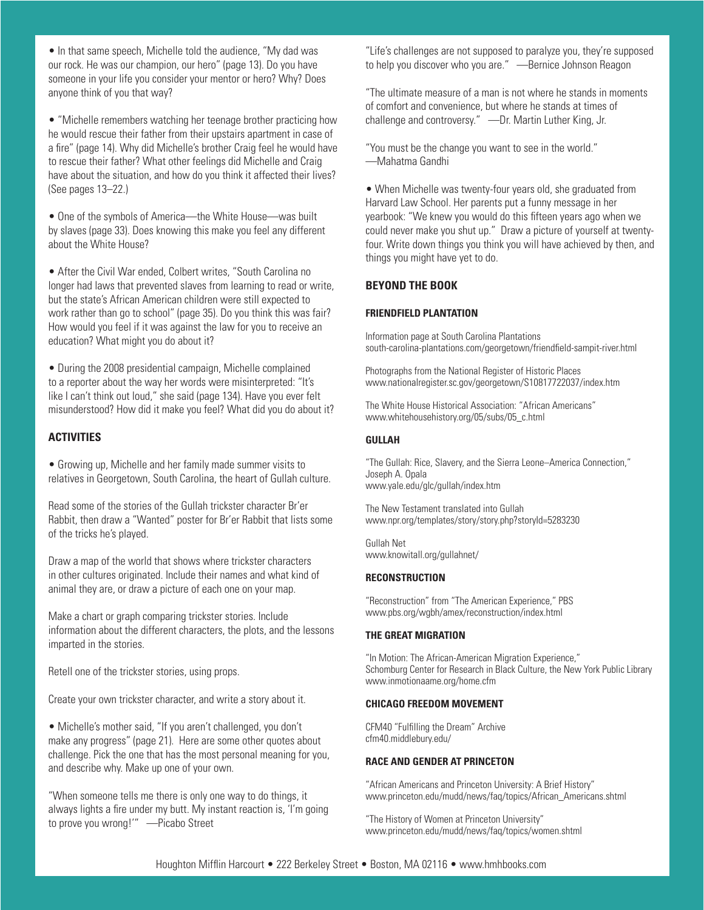- In that same speech, Michelle told the audience, "My dad was our rock. He was our champion, our hero" (page 13). Do you have someone in your life you consider your mentor or hero? Why? Does anyone think of you that way?

- "Michelle remembers watching her teenage brother practicing how he would rescue their father from their upstairs apartment in case of a fire" (page 14). Why did Michelle's brother Craig feel he would have to rescue their father? What other feelings did Michelle and Craig have about the situation, and how do you think it affected their lives? (See pages 13–22.)

- One of the symbols of America—the White House—was built by slaves (page 33). Does knowing this make you feel any different about the White House?

- After the Civil War ended, Colbert writes, "South Carolina no longer had laws that prevented slaves from learning to read or write, but the state's African American children were still expected to work rather than go to school" (page 35). Do you think this was fair? How would you feel if it was against the law for you to receive an education? What might you do about it?

- During the 2008 presidential campaign, Michelle complained to a reporter about the way her words were misinterpreted: "It's like I can't think out loud," she said (page 134). Have you ever felt misunderstood? How did it make you feel? What did you do about it?

## ACTIVITIES

- Growing up, Michelle and her family made summer visits to relatives in Georgetown, South Carolina, the heart of Gullah culture.

Read some of the stories of the Gullah trickster character Br'er Rabbit, then draw a "Wanted" poster for Br'er Rabbit that lists some of the tricks he's played.

Draw a map of the world that shows where trickster characters in other cultures originated. Include their names and what kind of animal they are, or draw a picture of each one on your map.

Make a chart or graph comparing trickster stories. Include information about the different characters, the plots, and the lessons imparted in the stories.

Retell one of the trickster stories, using props.

Create your own trickster character, and write a story about it.

- Michelle's mother said, "If you aren't challenged, you don't make any progress" (page 21). Here are some other quotes about challenge. Pick the one that has the most personal meaning for you, and describe why. Make up one of your own.

"When someone tells me there is only one way to do things, it always lights a fire under my butt. My instant reaction is, 'I'm going to prove you wrong!'" —Picabo Street

"Life's challenges are not supposed to paralyze you, they're supposed to help you discover who you are." —Bernice Johnson Reagon

"The ultimate measure of a man is not where he stands in moments of comfort and convenience, but where he stands at times of challenge and controversy." —Dr. Martin Luther King, Jr.

"You must be the change you want to see in the world." —Mahatma Gandhi

- When Michelle was twenty-four years old, she graduated from Harvard Law School. Her parents put a funny message in her yearbook: "We knew you would do this fifteen years ago when we could never make you shut up." Draw a picture of yourself at twenty-four. Write down things you think you will have achieved by then, and things you might have yet to do.

## BEYOND THE BOOK

### FRIENDFIELD PLANTATION

Information page at South Carolina Plantations
south-carolina-plantations.com/georgetown/friendfield-sampit-river.html

Photographs from the National Register of Historic Places
www.nationalregister.sc.gov/georgetown/S10817722037/index.htm

The White House Historical Association: "African Americans"
www.whitehousehistory.org/05/subs/05_c.html

### GULLAH

"The Gullah: Rice, Slavery, and the Sierra Leone–America Connection," Joseph A. Opala
www.yale.edu/glc/gullah/index.htm

The New Testament translated into Gullah
www.npr.org/templates/story/story.php?storyId=5283230

Gullah Net
www.knowitall.org/gullahnet/

### RECONSTRUCTION

"Reconstruction" from "The American Experience," PBS
www.pbs.org/wgbh/amex/reconstruction/index.html

### THE GREAT MIGRATION

"In Motion: The African-American Migration Experience," Schomburg Center for Research in Black Culture, the New York Public Library
www.inmotionaame.org/home.cfm

### CHICAGO FREEDOM MOVEMENT

CFM40 "Fulfilling the Dream" Archive
cfm40.middlebury.edu/

### RACE AND GENDER AT PRINCETON

"African Americans and Princeton University: A Brief History"
www.princeton.edu/mudd/news/faq/topics/African_Americans.shtml

"The History of Women at Princeton University"
www.princeton.edu/mudd/news/faq/topics/women.shtml

Houghton Mifflin Harcourt • 222 Berkeley Street • Boston, MA 02116 • www.hmhbooks.com